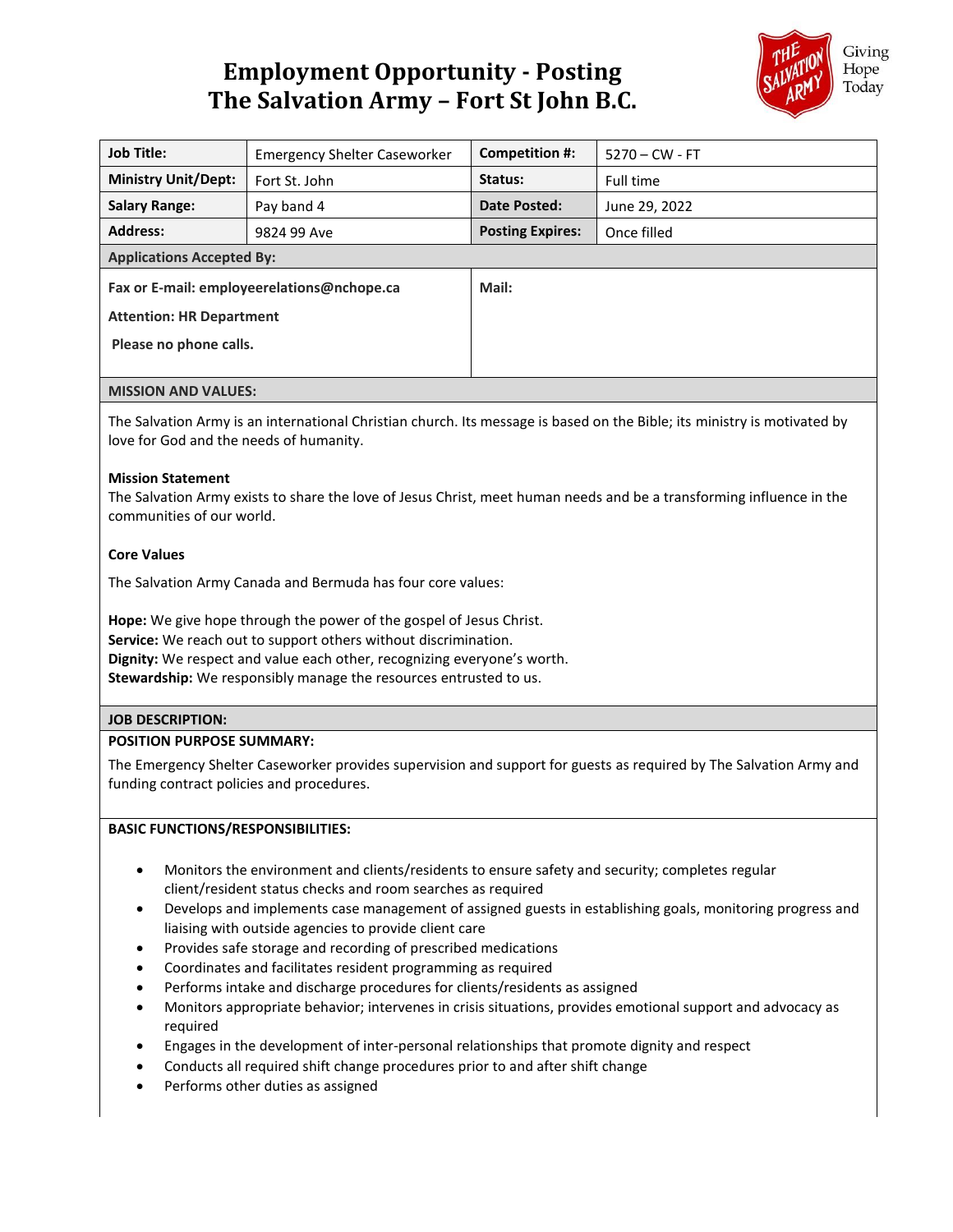# Employment Opportunity - Posting
# The Salvation Army – Fort St John B.C.

Giving Hope Today

| Job Title: | Emergency Shelter Caseworker | Competition #: | 5270 – CW - FT |
|---|---|---|---|
| Ministry Unit/Dept: | Fort St. John | Status: | Full time |
| Salary Range: | Pay band 4 | Date Posted: | June 29, 2022 |
| Address: | 9824 99 Ave | Posting Expires: | Once filled |

**Applications Accepted By:**

**Fax or E-mail: employeerelations@nchope.ca**

**Attention: HR Department**

**Please no phone calls.**

**Mail:**

**MISSION AND VALUES:**

The Salvation Army is an international Christian church. Its message is based on the Bible; its ministry is motivated by love for God and the needs of humanity.

**Mission Statement**

The Salvation Army exists to share the love of Jesus Christ, meet human needs and be a transforming influence in the communities of our world.

**Core Values**

The Salvation Army Canada and Bermuda has four core values:

**Hope:** We give hope through the power of the gospel of Jesus Christ.
**Service:** We reach out to support others without discrimination.
**Dignity:** We respect and value each other, recognizing everyone's worth.
**Stewardship:** We responsibly manage the resources entrusted to us.

**JOB DESCRIPTION:**

**POSITION PURPOSE SUMMARY:**

The Emergency Shelter Caseworker provides supervision and support for guests as required by The Salvation Army and funding contract policies and procedures.

**BASIC FUNCTIONS/RESPONSIBILITIES:**

- Monitors the environment and clients/residents to ensure safety and security; completes regular client/resident status checks and room searches as required
- Develops and implements case management of assigned guests in establishing goals, monitoring progress and liaising with outside agencies to provide client care
- Provides safe storage and recording of prescribed medications
- Coordinates and facilitates resident programming as required
- Performs intake and discharge procedures for clients/residents as assigned
- Monitors appropriate behavior; intervenes in crisis situations, provides emotional support and advocacy as required
- Engages in the development of inter-personal relationships that promote dignity and respect
- Conducts all required shift change procedures prior to and after shift change
- Performs other duties as assigned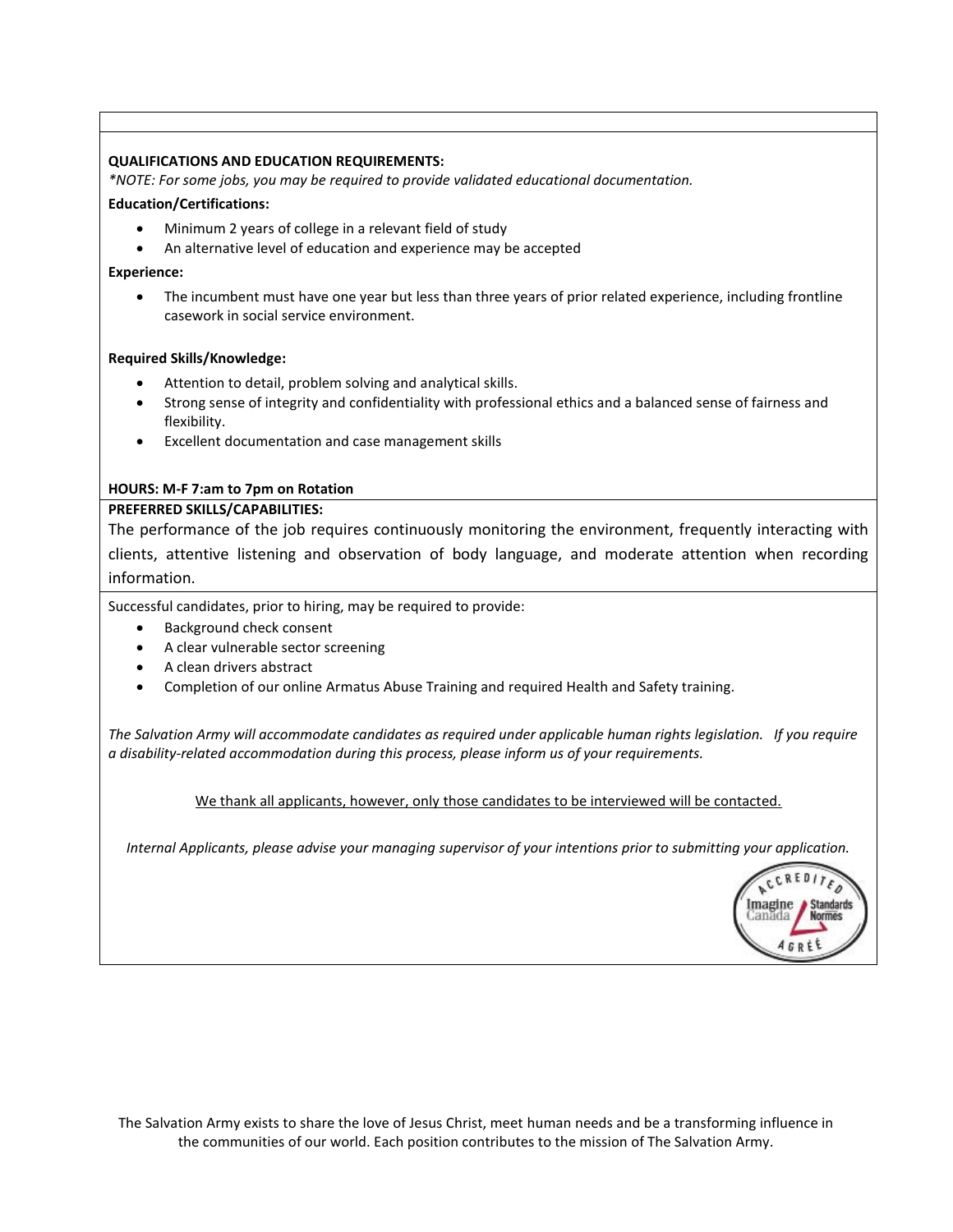**QUALIFICATIONS AND EDUCATION REQUIREMENTS:**

*\*NOTE: For some jobs, you may be required to provide validated educational documentation.*

**Education/Certifications:**

- Minimum 2 years of college in a relevant field of study
- An alternative level of education and experience may be accepted

**Experience:**

- The incumbent must have one year but less than three years of prior related experience, including frontline casework in social service environment.

**Required Skills/Knowledge:**

- Attention to detail, problem solving and analytical skills.
- Strong sense of integrity and confidentiality with professional ethics and a balanced sense of fairness and flexibility.
- Excellent documentation and case management skills

**HOURS: M-F 7:am to 7pm on Rotation**

**PREFERRED SKILLS/CAPABILITIES:**

The performance of the job requires continuously monitoring the environment, frequently interacting with clients, attentive listening and observation of body language, and moderate attention when recording information.

Successful candidates, prior to hiring, may be required to provide:

- Background check consent
- A clear vulnerable sector screening
- A clean drivers abstract
- Completion of our online Armatus Abuse Training and required Health and Safety training.

*The Salvation Army will accommodate candidates as required under applicable human rights legislation. If you require a disability-related accommodation during this process, please inform us of your requirements.*

<u>We thank all applicants, however, only those candidates to be interviewed will be contacted.</u>

*Internal Applicants, please advise your managing supervisor of your intentions prior to submitting your application.*

ACCREDITED Imagine Canada Standards Normes AGRÉÉ

The Salvation Army exists to share the love of Jesus Christ, meet human needs and be a transforming influence in the communities of our world. Each position contributes to the mission of The Salvation Army.